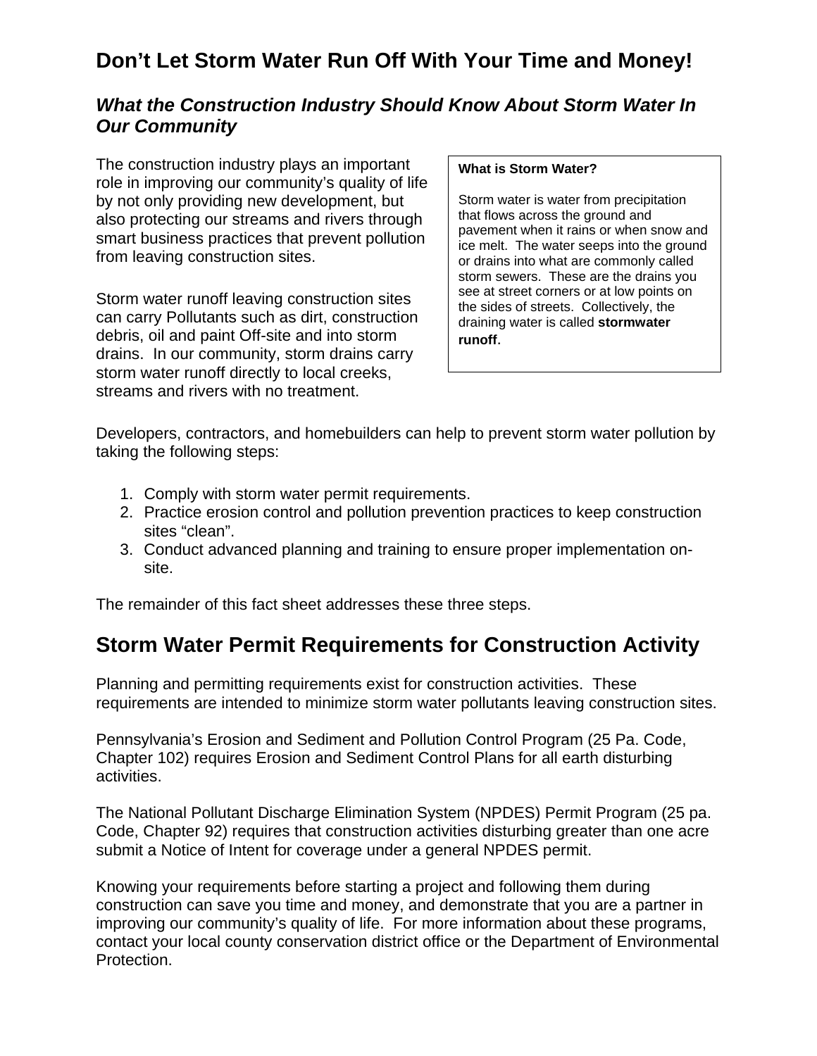# Don't Let Storm Water Run Off With Your Time and Money!

### *What the Construction Industry Should Know About Storm Water In Our Community*

The construction industry plays an important role in improving our community's quality of life by not only providing new development, but also protecting our streams and rivers through smart business practices that prevent pollution from leaving construction sites.

Storm water runoff leaving construction sites can carry Pollutants such as dirt, construction debris, oil and paint Off-site and into storm drains. In our community, storm drains carry storm water runoff directly to local creeks, streams and rivers with no treatment.

> **What is Storm Water?**
>
> Storm water is water from precipitation that flows across the ground and pavement when it rains or when snow and ice melt. The water seeps into the ground or drains into what are commonly called storm sewers. These are the drains you see at street corners or at low points on the sides of streets. Collectively, the draining water is called **stormwater runoff**.

Developers, contractors, and homebuilders can help to prevent storm water pollution by taking the following steps:

1. Comply with storm water permit requirements.
2. Practice erosion control and pollution prevention practices to keep construction sites "clean".
3. Conduct advanced planning and training to ensure proper implementation on-site.

The remainder of this fact sheet addresses these three steps.

## Storm Water Permit Requirements for Construction Activity

Planning and permitting requirements exist for construction activities. These requirements are intended to minimize storm water pollutants leaving construction sites.

Pennsylvania's Erosion and Sediment and Pollution Control Program (25 Pa. Code, Chapter 102) requires Erosion and Sediment Control Plans for all earth disturbing activities.

The National Pollutant Discharge Elimination System (NPDES) Permit Program (25 pa. Code, Chapter 92) requires that construction activities disturbing greater than one acre submit a Notice of Intent for coverage under a general NPDES permit.

Knowing your requirements before starting a project and following them during construction can save you time and money, and demonstrate that you are a partner in improving our community's quality of life. For more information about these programs, contact your local county conservation district office or the Department of Environmental Protection.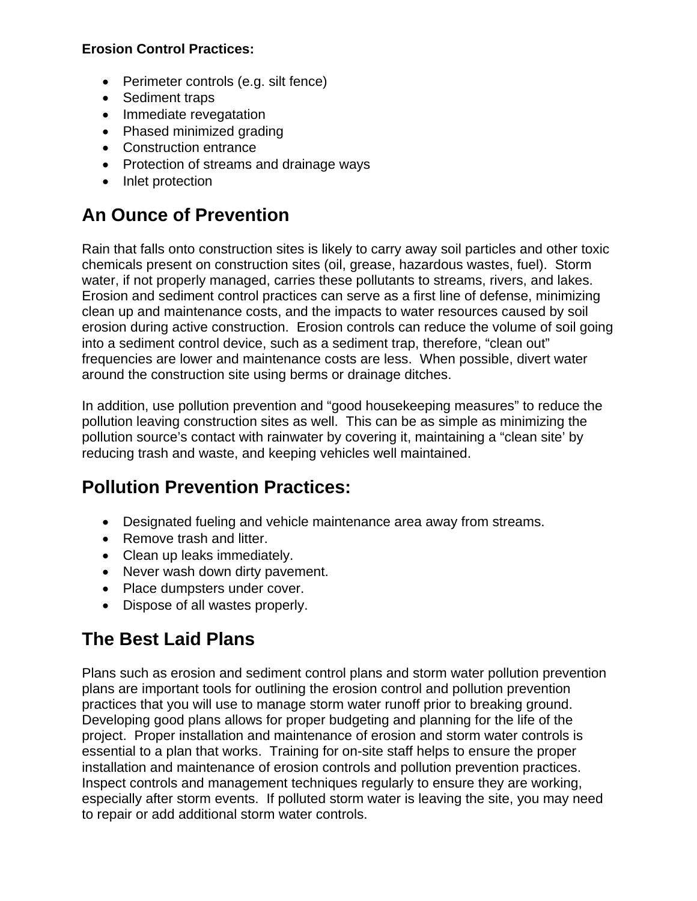**Erosion Control Practices:**

- Perimeter controls (e.g. silt fence)
- Sediment traps
- Immediate revegatation
- Phased minimized grading
- Construction entrance
- Protection of streams and drainage ways
- Inlet protection

## An Ounce of Prevention

Rain that falls onto construction sites is likely to carry away soil particles and other toxic chemicals present on construction sites (oil, grease, hazardous wastes, fuel). Storm water, if not properly managed, carries these pollutants to streams, rivers, and lakes. Erosion and sediment control practices can serve as a first line of defense, minimizing clean up and maintenance costs, and the impacts to water resources caused by soil erosion during active construction. Erosion controls can reduce the volume of soil going into a sediment control device, such as a sediment trap, therefore, "clean out" frequencies are lower and maintenance costs are less. When possible, divert water around the construction site using berms or drainage ditches.

In addition, use pollution prevention and "good housekeeping measures" to reduce the pollution leaving construction sites as well. This can be as simple as minimizing the pollution source's contact with rainwater by covering it, maintaining a "clean site' by reducing trash and waste, and keeping vehicles well maintained.

## Pollution Prevention Practices:

- Designated fueling and vehicle maintenance area away from streams.
- Remove trash and litter.
- Clean up leaks immediately.
- Never wash down dirty pavement.
- Place dumpsters under cover.
- Dispose of all wastes properly.

## The Best Laid Plans

Plans such as erosion and sediment control plans and storm water pollution prevention plans are important tools for outlining the erosion control and pollution prevention practices that you will use to manage storm water runoff prior to breaking ground. Developing good plans allows for proper budgeting and planning for the life of the project. Proper installation and maintenance of erosion and storm water controls is essential to a plan that works. Training for on-site staff helps to ensure the proper installation and maintenance of erosion controls and pollution prevention practices. Inspect controls and management techniques regularly to ensure they are working, especially after storm events. If polluted storm water is leaving the site, you may need to repair or add additional storm water controls.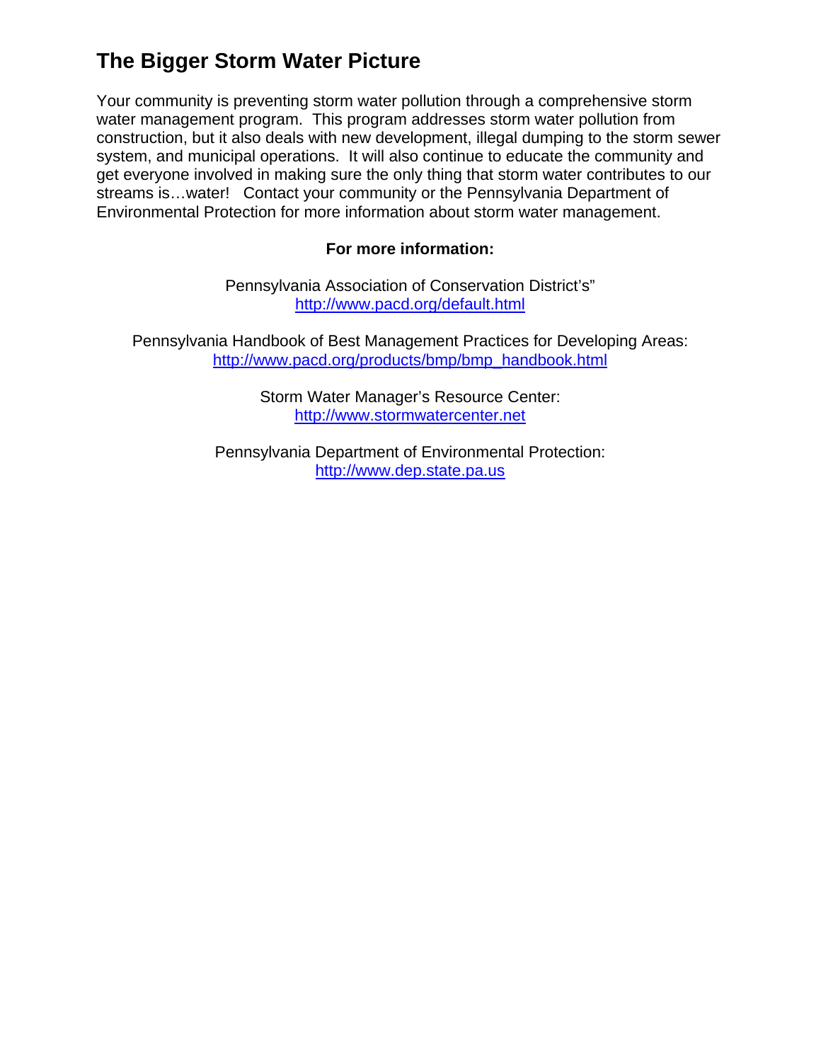## The Bigger Storm Water Picture

Your community is preventing storm water pollution through a comprehensive storm water management program. This program addresses storm water pollution from construction, but it also deals with new development, illegal dumping to the storm sewer system, and municipal operations. It will also continue to educate the community and get everyone involved in making sure the only thing that storm water contributes to our streams is…water! Contact your community or the Pennsylvania Department of Environmental Protection for more information about storm water management.

**For more information:**

Pennsylvania Association of Conservation District's"
http://www.pacd.org/default.html

Pennsylvania Handbook of Best Management Practices for Developing Areas:
http://www.pacd.org/products/bmp/bmp_handbook.html

Storm Water Manager's Resource Center:
http://www.stormwatercenter.net

Pennsylvania Department of Environmental Protection:
http://www.dep.state.pa.us